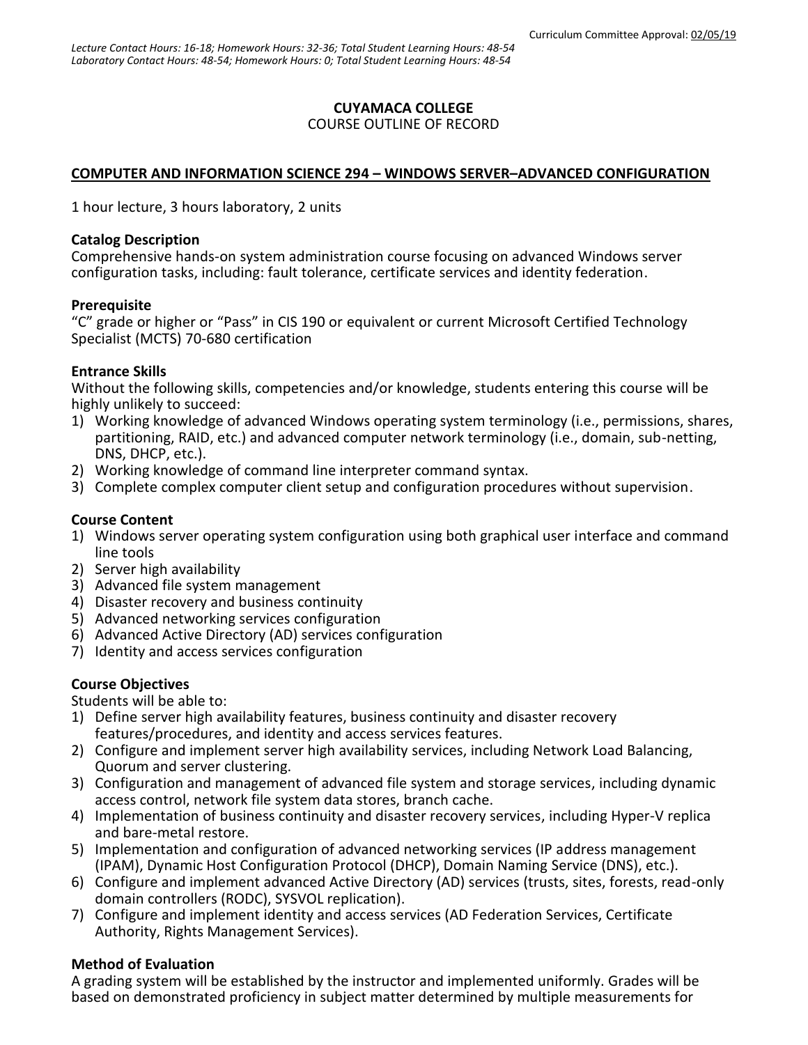Curriculum Committee Approval: 02/05/19

*Lecture Contact Hours: 16-18; Homework Hours: 32-36; Total Student Learning Hours: 48-54*
*Laboratory Contact Hours: 48-54; Homework Hours: 0; Total Student Learning Hours: 48-54*

**CUYAMACA COLLEGE**
COURSE OUTLINE OF RECORD

## COMPUTER AND INFORMATION SCIENCE 294 – WINDOWS SERVER–ADVANCED CONFIGURATION

1 hour lecture, 3 hours laboratory, 2 units

### Catalog Description

Comprehensive hands-on system administration course focusing on advanced Windows server configuration tasks, including: fault tolerance, certificate services and identity federation.

### Prerequisite

"C" grade or higher or "Pass" in CIS 190 or equivalent or current Microsoft Certified Technology Specialist (MCTS) 70-680 certification

### Entrance Skills

Without the following skills, competencies and/or knowledge, students entering this course will be highly unlikely to succeed:

1) Working knowledge of advanced Windows operating system terminology (i.e., permissions, shares, partitioning, RAID, etc.) and advanced computer network terminology (i.e., domain, sub-netting, DNS, DHCP, etc.).
2) Working knowledge of command line interpreter command syntax.
3) Complete complex computer client setup and configuration procedures without supervision.

### Course Content

1) Windows server operating system configuration using both graphical user interface and command line tools
2) Server high availability
3) Advanced file system management
4) Disaster recovery and business continuity
5) Advanced networking services configuration
6) Advanced Active Directory (AD) services configuration
7) Identity and access services configuration

### Course Objectives

Students will be able to:

1) Define server high availability features, business continuity and disaster recovery features/procedures, and identity and access services features.
2) Configure and implement server high availability services, including Network Load Balancing, Quorum and server clustering.
3) Configuration and management of advanced file system and storage services, including dynamic access control, network file system data stores, branch cache.
4) Implementation of business continuity and disaster recovery services, including Hyper-V replica and bare-metal restore.
5) Implementation and configuration of advanced networking services (IP address management (IPAM), Dynamic Host Configuration Protocol (DHCP), Domain Naming Service (DNS), etc.).
6) Configure and implement advanced Active Directory (AD) services (trusts, sites, forests, read-only domain controllers (RODC), SYSVOL replication).
7) Configure and implement identity and access services (AD Federation Services, Certificate Authority, Rights Management Services).

### Method of Evaluation

A grading system will be established by the instructor and implemented uniformly. Grades will be based on demonstrated proficiency in subject matter determined by multiple measurements for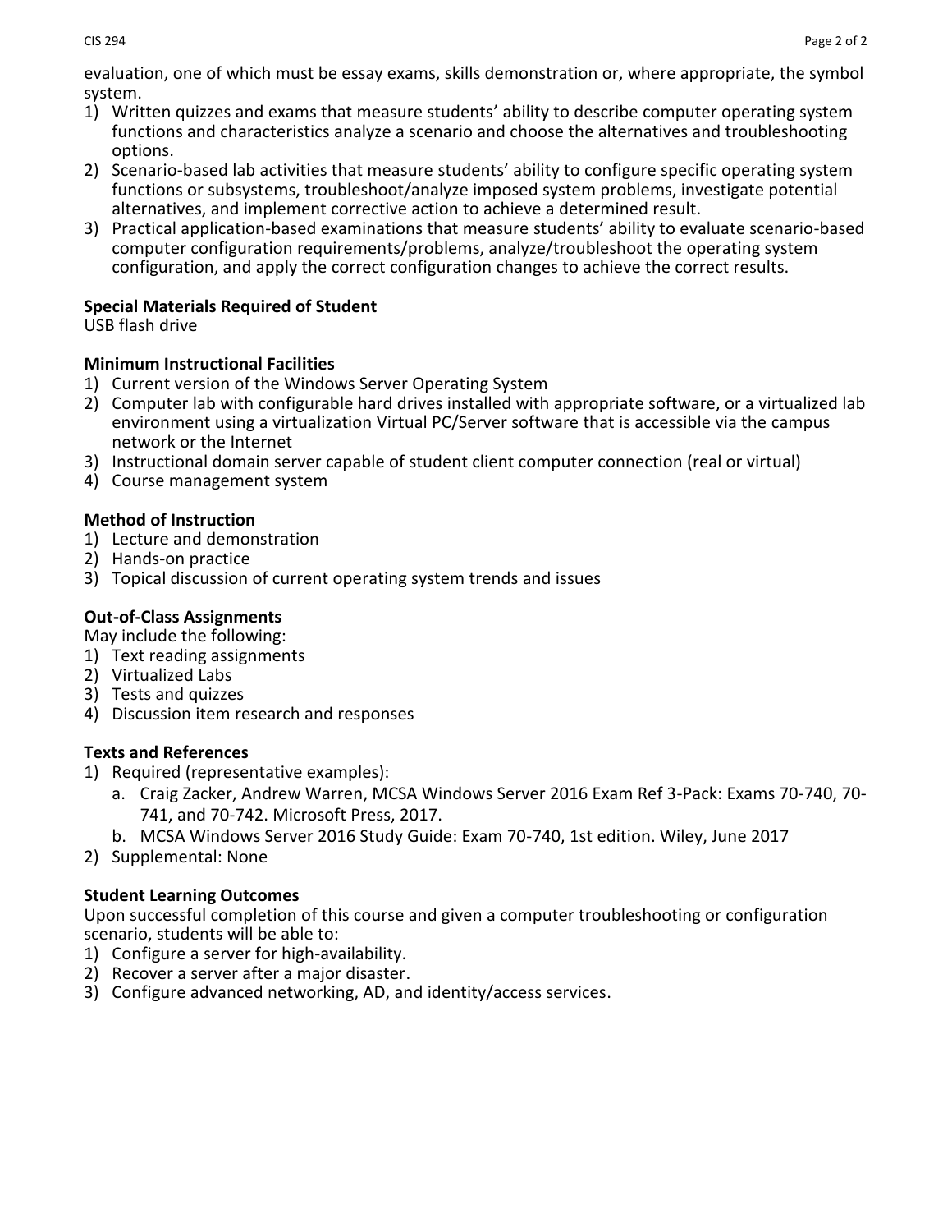evaluation, one of which must be essay exams, skills demonstration or, where appropriate, the symbol system.

1) Written quizzes and exams that measure students' ability to describe computer operating system functions and characteristics analyze a scenario and choose the alternatives and troubleshooting options.
2) Scenario-based lab activities that measure students' ability to configure specific operating system functions or subsystems, troubleshoot/analyze imposed system problems, investigate potential alternatives, and implement corrective action to achieve a determined result.
3) Practical application-based examinations that measure students' ability to evaluate scenario-based computer configuration requirements/problems, analyze/troubleshoot the operating system configuration, and apply the correct configuration changes to achieve the correct results.

**Special Materials Required of Student**

USB flash drive

**Minimum Instructional Facilities**

1) Current version of the Windows Server Operating System
2) Computer lab with configurable hard drives installed with appropriate software, or a virtualized lab environment using a virtualization Virtual PC/Server software that is accessible via the campus network or the Internet
3) Instructional domain server capable of student client computer connection (real or virtual)
4) Course management system

**Method of Instruction**

1) Lecture and demonstration
2) Hands-on practice
3) Topical discussion of current operating system trends and issues

**Out-of-Class Assignments**

May include the following:

1) Text reading assignments
2) Virtualized Labs
3) Tests and quizzes
4) Discussion item research and responses

**Texts and References**

1) Required (representative examples):
   a. Craig Zacker, Andrew Warren, MCSA Windows Server 2016 Exam Ref 3-Pack: Exams 70-740, 70-741, and 70-742. Microsoft Press, 2017.
   b. MCSA Windows Server 2016 Study Guide: Exam 70-740, 1st edition. Wiley, June 2017
2) Supplemental: None

**Student Learning Outcomes**

Upon successful completion of this course and given a computer troubleshooting or configuration scenario, students will be able to:

1) Configure a server for high-availability.
2) Recover a server after a major disaster.
3) Configure advanced networking, AD, and identity/access services.